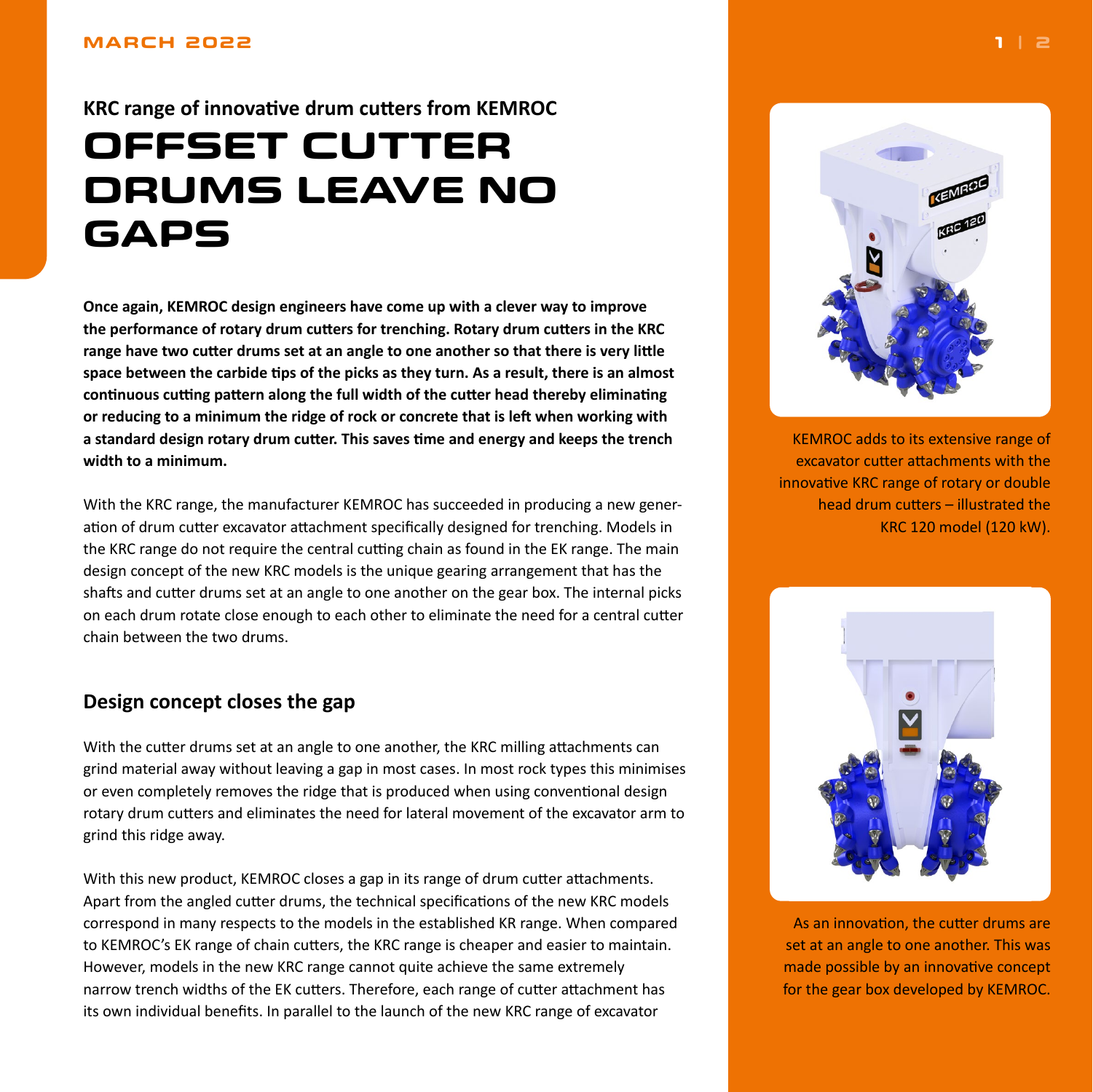MARCH 2022

KRC range of innovative drum cutters from KEMROC

# OFFSET CUTTER DRUMS LEAVE NO GAPS

**Once again, KEMROC design engineers have come up with a clever way to improve the performance of rotary drum cutters for trenching. Rotary drum cutters in the KRC range have two cutter drums set at an angle to one another so that there is very little space between the carbide tips of the picks as they turn. As a result, there is an almost continuous cutting pattern along the full width of the cutter head thereby eliminating or reducing to a minimum the ridge of rock or concrete that is left when working with a standard design rotary drum cutter. This saves time and energy and keeps the trench width to a minimum.**

With the KRC range, the manufacturer KEMROC has succeeded in producing a new generation of drum cutter excavator attachment specifically designed for trenching. Models in the KRC range do not require the central cutting chain as found in the EK range. The main design concept of the new KRC models is the unique gearing arrangement that has the shafts and cutter drums set at an angle to one another on the gear box. The internal picks on each drum rotate close enough to each other to eliminate the need for a central cutter chain between the two drums.

## Design concept closes the gap

With the cutter drums set at an angle to one another, the KRC milling attachments can grind material away without leaving a gap in most cases. In most rock types this minimises or even completely removes the ridge that is produced when using conventional design rotary drum cutters and eliminates the need for lateral movement of the excavator arm to grind this ridge away.

With this new product, KEMROC closes a gap in its range of drum cutter attachments. Apart from the angled cutter drums, the technical specifications of the new KRC models correspond in many respects to the models in the established KR range. When compared to KEMROC's EK range of chain cutters, the KRC range is cheaper and easier to maintain. However, models in the new KRC range cannot quite achieve the same extremely narrow trench widths of the EK cutters. Therefore, each range of cutter attachment has its own individual benefits. In parallel to the launch of the new KRC range of excavator

KEMROC adds to its extensive range of excavator cutter attachments with the innovative KRC range of rotary or double head drum cutters – illustrated the KRC 120 model (120 kW).

As an innovation, the cutter drums are set at an angle to one another. This was made possible by an innovative concept for the gear box developed by KEMROC.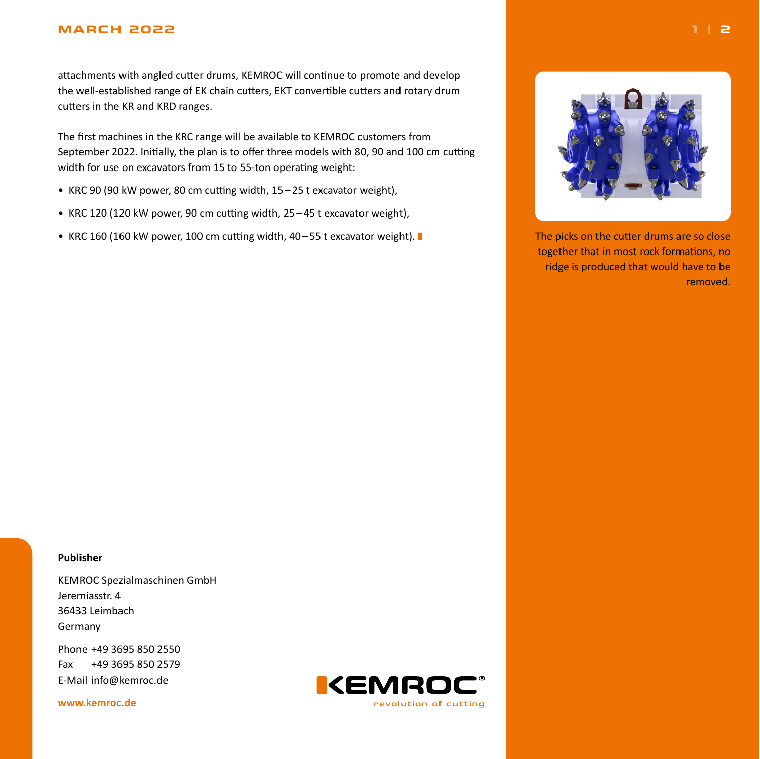attachments with angled cutter drums, KEMROC will continue to promote and develop the well-established range of EK chain cutters, EKT convertible cutters and rotary drum cutters in the KR and KRD ranges.

The first machines in the KRC range will be available to KEMROC customers from September 2022. Initially, the plan is to offer three models with 80, 90 and 100 cm cutting width for use on excavators from 15 to 55-ton operating weight:

- KRC 90 (90 kW power, 80 cm cutting width, 15 – 25 t excavator weight),
- KRC 120 (120 kW power, 90 cm cutting width, 25 – 45 t excavator weight),
- KRC 160 (160 kW power, 100 cm cutting width, 40 – 55 t excavator weight).

The picks on the cutter drums are so close together that in most rock formations, no ridge is produced that would have to be removed.

**Publisher**

KEMROC Spezialmaschinen GmbH
Jeremiasstr. 4
36433 Leimbach
Germany

Phone +49 3695 850 2550
Fax +49 3695 850 2579
E-Mail info@kemroc.de

**www.kemroc.de**

KEMROC®
revolution of cutting